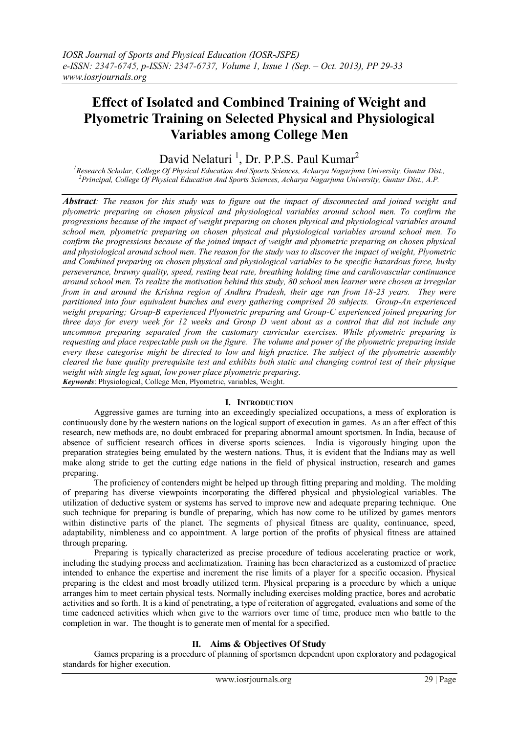# Effect of Isolated and Combined Training of Weight and Plyometric Training on Selected Physical and Physiological Variables among College Men

David Nelaturi [1], Dr. P.P.S. Paul Kumar[2]

[1]*Research Scholar, College Of Physical Education And Sports Sciences, Acharya Nagarjuna University, Guntur Dist.,*
[2]*Principal, College Of Physical Education And Sports Sciences, Acharya Nagarjuna University, Guntur Dist., A.P.*

***Abstract****: The reason for this study was to figure out the impact of disconnected and joined weight and plyometric preparing on chosen physical and physiological variables around school men. To confirm the progressions because of the impact of weight preparing on chosen physical and physiological variables around school men, plyometric preparing on chosen physical and physiological variables around school men. To confirm the progressions because of the joined impact of weight and plyometric preparing on chosen physical and physiological around school men. The reason for the study was to discover the impact of weight, Plyometric and Combined preparing on chosen physical and physiological variables to be specific hazardous force, husky perseverance, brawny quality, speed, resting beat rate, breathing holding time and cardiovascular continuance around school men. To realize the motivation behind this study, 80 school men learner were chosen at irregular from in and around the Krishna region of Andhra Pradesh, their age ran from 18-23 years. They were partitioned into four equivalent bunches and every gathering comprised 20 subjects. Group-An experienced weight preparing; Group-B experienced Plyometric preparing and Group-C experienced joined preparing for three days for every week for 12 weeks and Group D went about as a control that did not include any uncommon preparing separated from the customary curricular exercises. While plyometric preparing is requesting and place respectable push on the figure. The volume and power of the plyometric preparing inside every these categorise might be directed to low and high practice. The subject of the plyometric assembly cleared the base quality prerequisite test and exhibits both static and changing control test of their physique weight with single leg squat, low power place plyometric preparing.*

***Keywords***: Physiological, College Men, Plyometric, variables, Weight.

## I. Introduction

Aggressive games are turning into an exceedingly specialized occupations, a mess of exploration is continuously done by the western nations on the logical support of execution in games. As an after effect of this research, new methods are, no doubt embraced for preparing abnormal amount sportsmen. In India, because of absence of sufficient research offices in diverse sports sciences. India is vigorously hinging upon the preparation strategies being emulated by the western nations. Thus, it is evident that the Indians may as well make along stride to get the cutting edge nations in the field of physical instruction, research and games preparing.

The proficiency of contenders might be helped up through fitting preparing and molding. The molding of preparing has diverse viewpoints incorporating the differed physical and physiological variables. The utilization of deductive system or systems has served to improve new and adequate preparing technique. One such technique for preparing is bundle of preparing, which has now come to be utilized by games mentors within distinctive parts of the planet. The segments of physical fitness are quality, continuance, speed, adaptability, nimbleness and co appointment. A large portion of the profits of physical fitness are attained through preparing.

Preparing is typically characterized as precise procedure of tedious accelerating practice or work, including the studying process and acclimatization. Training has been characterized as a customized of practice intended to enhance the expertise and increment the rise limits of a player for a specific occasion. Physical preparing is the eldest and most broadly utilized term. Physical preparing is a procedure by which a unique arranges him to meet certain physical tests. Normally including exercises molding practice, bores and acrobatic activities and so forth. It is a kind of penetrating, a type of reiteration of aggregated, evaluations and some of the time cadenced activities which when give to the warriors over time of time, produce men who battle to the completion in war. The thought is to generate men of mental for a specified.

## II. Aims & Objectives Of Study

Games preparing is a procedure of planning of sportsmen dependent upon exploratory and pedagogical standards for higher execution.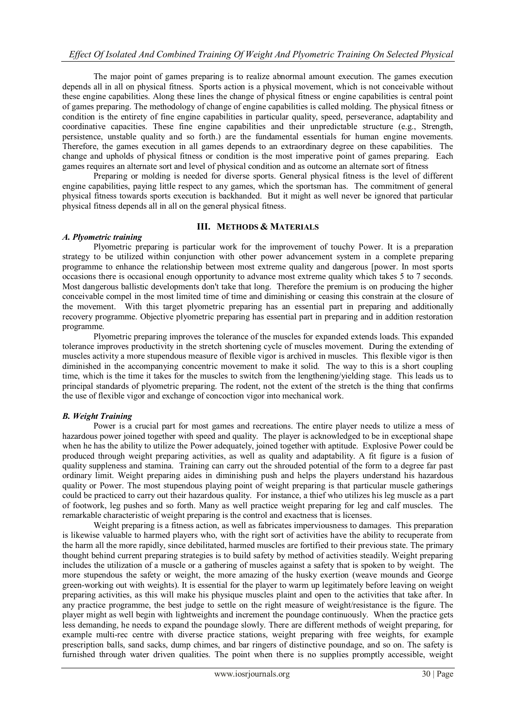The major point of games preparing is to realize abnormal amount execution. The games execution depends all in all on physical fitness. Sports action is a physical movement, which is not conceivable without these engine capabilities. Along these lines the change of physical fitness or engine capabilities is central point of games preparing. The methodology of change of engine capabilities is called molding. The physical fitness or condition is the entirety of fine engine capabilities in particular quality, speed, perseverance, adaptability and coordinative capacities. These fine engine capabilities and their unpredictable structure (e.g., Strength, persistence, unstable quality and so forth.) are the fundamental essentials for human engine movements. Therefore, the games execution in all games depends to an extraordinary degree on these capabilities. The change and upholds of physical fitness or condition is the most imperative point of games preparing. Each games requires an alternate sort and level of physical condition and as outcome an alternate sort of fitness

Preparing or molding is needed for diverse sports. General physical fitness is the level of different engine capabilities, paying little respect to any games, which the sportsman has. The commitment of general physical fitness towards sports execution is backhanded. But it might as well never be ignored that particular physical fitness depends all in all on the general physical fitness.

## III. Methods & Materials

### *A. Plyometric training*

Plyometric preparing is particular work for the improvement of touchy Power. It is a preparation strategy to be utilized within conjunction with other power advancement system in a complete preparing programme to enhance the relationship between most extreme quality and dangerous [power. In most sports occasions there is occasional enough opportunity to advance most extreme quality which takes 5 to 7 seconds. Most dangerous ballistic developments don't take that long. Therefore the premium is on producing the higher conceivable compel in the most limited time of time and diminishing or ceasing this constrain at the closure of the movement. With this target plyometric preparing has an essential part in preparing and additionally recovery programme. Objective plyometric preparing has essential part in preparing and in addition restoration programme.

Plyometric preparing improves the tolerance of the muscles for expanded extends loads. This expanded tolerance improves productivity in the stretch shortening cycle of muscles movement. During the extending of muscles activity a more stupendous measure of flexible vigor is archived in muscles. This flexible vigor is then diminished in the accompanying concentric movement to make it solid. The way to this is a short coupling time, which is the time it takes for the muscles to switch from the lengthening/yielding stage. This leads us to principal standards of plyometric preparing. The rodent, not the extent of the stretch is the thing that confirms the use of flexible vigor and exchange of concoction vigor into mechanical work.

### *B. Weight Training*

Power is a crucial part for most games and recreations. The entire player needs to utilize a mess of hazardous power joined together with speed and quality. The player is acknowledged to be in exceptional shape when he has the ability to utilize the Power adequately, joined together with aptitude. Explosive Power could be produced through weight preparing activities, as well as quality and adaptability. A fit figure is a fusion of quality suppleness and stamina. Training can carry out the shrouded potential of the form to a degree far past ordinary limit. Weight preparing aides in diminishing push and helps the players understand his hazardous quality or Power. The most stupendous playing point of weight preparing is that particular muscle gatherings could be practiced to carry out their hazardous quality. For instance, a thief who utilizes his leg muscle as a part of footwork, leg pushes and so forth. Many as well practice weight preparing for leg and calf muscles. The remarkable characteristic of weight preparing is the control and exactness that is licenses.

Weight preparing is a fitness action, as well as fabricates imperviousness to damages. This preparation is likewise valuable to harmed players who, with the right sort of activities have the ability to recuperate from the harm all the more rapidly, since debilitated, harmed muscles are fortified to their previous state. The primary thought behind current preparing strategies is to build safety by method of activities steadily. Weight preparing includes the utilization of a muscle or a gathering of muscles against a safety that is spoken to by weight. The more stupendous the safety or weight, the more amazing of the husky exertion (weave mounds and George green-working out with weights). It is essential for the player to warm up legitimately before leaving on weight preparing activities, as this will make his physique muscles plaint and open to the activities that take after. In any practice programme, the best judge to settle on the right measure of weight/resistance is the figure. The player might as well begin with lightweights and increment the poundage continuously. When the practice gets less demanding, he needs to expand the poundage slowly. There are different methods of weight preparing, for example multi-rec centre with diverse practice stations, weight preparing with free weights, for example prescription balls, sand sacks, dump chimes, and bar ringers of distinctive poundage, and so on. The safety is furnished through water driven qualities. The point when there is no supplies promptly accessible, weight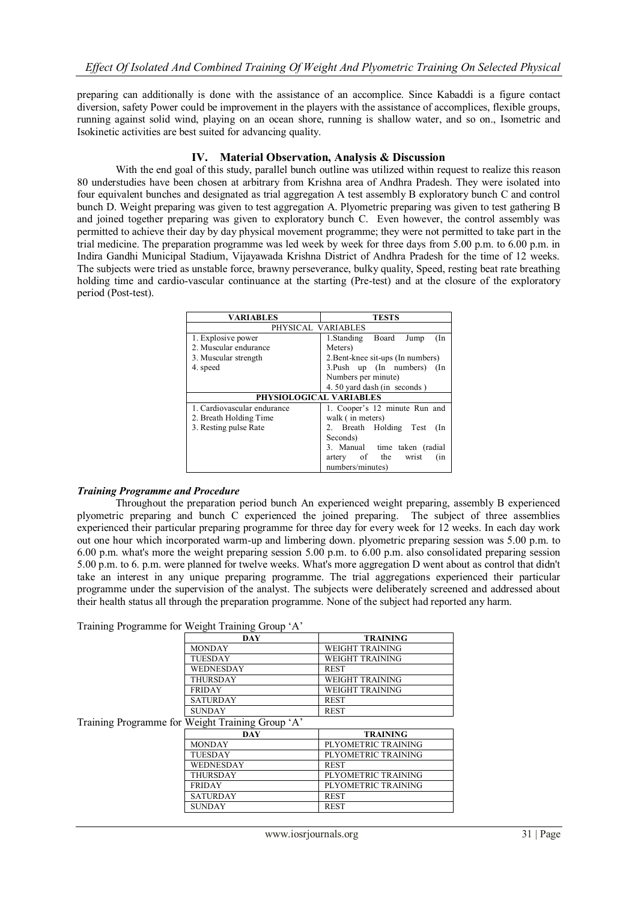preparing can additionally is done with the assistance of an accomplice. Since Kabaddi is a figure contact diversion, safety Power could be improvement in the players with the assistance of accomplices, flexible groups, running against solid wind, playing on an ocean shore, running is shallow water, and so on., Isometric and Isokinetic activities are best suited for advancing quality.

## IV. Material Observation, Analysis & Discussion

With the end goal of this study, parallel bunch outline was utilized within request to realize this reason 80 understudies have been chosen at arbitrary from Krishna area of Andhra Pradesh. They were isolated into four equivalent bunches and designated as trial aggregation A test assembly B exploratory bunch C and control bunch D. Weight preparing was given to test aggregation A. Plyometric preparing was given to test gathering B and joined together preparing was given to exploratory bunch C. Even however, the control assembly was permitted to achieve their day by day physical movement programme; they were not permitted to take part in the trial medicine. The preparation programme was led week by week for three days from 5.00 p.m. to 6.00 p.m. in Indira Gandhi Municipal Stadium, Vijayawada Krishna District of Andhra Pradesh for the time of 12 weeks. The subjects were tried as unstable force, brawny perseverance, bulky quality, Speed, resting beat rate breathing holding time and cardio-vascular continuance at the starting (Pre-test) and at the closure of the exploratory period (Post-test).

| VARIABLES | TESTS |
|---|---|
| PHYSICAL VARIABLES | |
| 1. Explosive power<br>2. Muscular endurance<br>3. Muscular strength<br>4. speed | 1.Standing Board Jump (In Meters)<br>2.Bent-knee sit-ups (In numbers)<br>3.Push up (In numbers) (In Numbers per minute)<br>4. 50 yard dash (in seconds ) |
| **PHYSIOLOGICAL VARIABLES** | |
| 1. Cardiovascular endurance<br>2. Breath Holding Time<br>3. Resting pulse Rate | 1. Cooper's 12 minute Run and walk ( in meters)<br>2. Breath Holding Test (In Seconds)<br>3. Manual time taken (radial artery of the wrist (in numbers/minutes) |

### *Training Programme and Procedure*

Throughout the preparation period bunch An experienced weight preparing, assembly B experienced plyometric preparing and bunch C experienced the joined preparing. The subject of three assemblies experienced their particular preparing programme for three day for every week for 12 weeks. In each day work out one hour which incorporated warm-up and limbering down. plyometric preparing session was 5.00 p.m. to 6.00 p.m. what's more the weight preparing session 5.00 p.m. to 6.00 p.m. also consolidated preparing session 5.00 p.m. to 6. p.m. were planned for twelve weeks. What's more aggregation D went about as control that didn't take an interest in any unique preparing programme. The trial aggregations experienced their particular programme under the supervision of the analyst. The subjects were deliberately screened and addressed about their health status all through the preparation programme. None of the subject had reported any harm.

Training Programme for Weight Training Group 'A'

| DAY | TRAINING |
|---|---|
| MONDAY | WEIGHT TRAINING |
| TUESDAY | WEIGHT TRAINING |
| WEDNESDAY | REST |
| THURSDAY | WEIGHT TRAINING |
| FRIDAY | WEIGHT TRAINING |
| SATURDAY | REST |
| SUNDAY | REST |

Training Programme for Weight Training Group 'A'

| DAY | TRAINING |
|---|---|
| MONDAY | PLYOMETRIC TRAINING |
| TUESDAY | PLYOMETRIC TRAINING |
| WEDNESDAY | REST |
| THURSDAY | PLYOMETRIC TRAINING |
| FRIDAY | PLYOMETRIC TRAINING |
| SATURDAY | REST |
| SUNDAY | REST |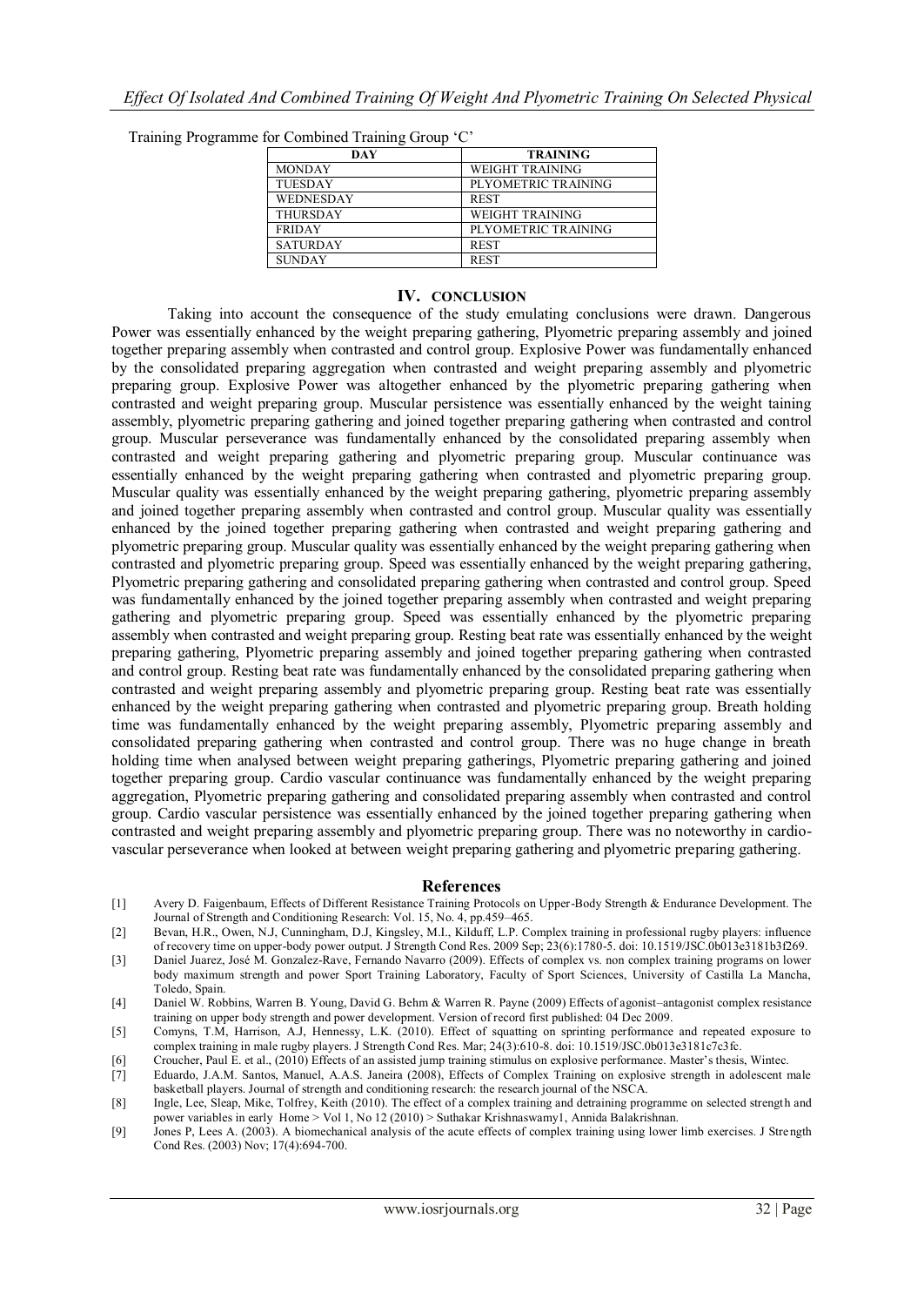Training Programme for Combined Training Group 'C'

| DAY | TRAINING |
|---|---|
| MONDAY | WEIGHT TRAINING |
| TUESDAY | PLYOMETRIC TRAINING |
| WEDNESDAY | REST |
| THURSDAY | WEIGHT TRAINING |
| FRIDAY | PLYOMETRIC TRAINING |
| SATURDAY | REST |
| SUNDAY | REST |

## IV. CONCLUSION

Taking into account the consequence of the study emulating conclusions were drawn. Dangerous Power was essentially enhanced by the weight preparing gathering, Plyometric preparing assembly and joined together preparing assembly when contrasted and control group. Explosive Power was fundamentally enhanced by the consolidated preparing aggregation when contrasted and weight preparing assembly and plyometric preparing group. Explosive Power was altogether enhanced by the plyometric preparing gathering when contrasted and weight preparing group. Muscular persistence was essentially enhanced by the weight taining assembly, plyometric preparing gathering and joined together preparing gathering when contrasted and control group. Muscular perseverance was fundamentally enhanced by the consolidated preparing assembly when contrasted and weight preparing gathering and plyometric preparing group. Muscular continuance was essentially enhanced by the weight preparing gathering when contrasted and plyometric preparing group. Muscular quality was essentially enhanced by the weight preparing gathering, plyometric preparing assembly and joined together preparing assembly when contrasted and control group. Muscular quality was essentially enhanced by the joined together preparing gathering when contrasted and weight preparing gathering and plyometric preparing group. Muscular quality was essentially enhanced by the weight preparing gathering when contrasted and plyometric preparing group. Speed was essentially enhanced by the weight preparing gathering, Plyometric preparing gathering and consolidated preparing gathering when contrasted and control group. Speed was fundamentally enhanced by the joined together preparing assembly when contrasted and weight preparing gathering and plyometric preparing group. Speed was essentially enhanced by the plyometric preparing assembly when contrasted and weight preparing group. Resting beat rate was essentially enhanced by the weight preparing gathering, Plyometric preparing assembly and joined together preparing gathering when contrasted and control group. Resting beat rate was fundamentally enhanced by the consolidated preparing gathering when contrasted and weight preparing assembly and plyometric preparing group. Resting beat rate was essentially enhanced by the weight preparing gathering when contrasted and plyometric preparing group. Breath holding time was fundamentally enhanced by the weight preparing assembly, Plyometric preparing assembly and consolidated preparing gathering when contrasted and control group. There was no huge change in breath holding time when analysed between weight preparing gatherings, Plyometric preparing gathering and joined together preparing group. Cardio vascular continuance was fundamentally enhanced by the weight preparing aggregation, Plyometric preparing gathering and consolidated preparing assembly when contrasted and control group. Cardio vascular persistence was essentially enhanced by the joined together preparing gathering when contrasted and weight preparing assembly and plyometric preparing group. There was no noteworthy in cardio-vascular perseverance when looked at between weight preparing gathering and plyometric preparing gathering.

## References

[1] Avery D. Faigenbaum, Effects of Different Resistance Training Protocols on Upper-Body Strength & Endurance Development. The Journal of Strength and Conditioning Research: Vol. 15, No. 4, pp.459–465.

[2] Bevan, H.R., Owen, N.J, Cunningham, D.J, Kingsley, M.I., Kilduff, L.P. Complex training in professional rugby players: influence of recovery time on upper-body power output. J Strength Cond Res. 2009 Sep; 23(6):1780-5. doi: 10.1519/JSC.0b013e3181b3f269.

[3] Daniel Juarez, José M. Gonzalez-Rave, Fernando Navarro (2009). Effects of complex vs. non complex training programs on lower body maximum strength and power Sport Training Laboratory, Faculty of Sport Sciences, University of Castilla La Mancha, Toledo, Spain.

[4] Daniel W. Robbins, Warren B. Young, David G. Behm & Warren R. Payne (2009) Effects of agonist–antagonist complex resistance training on upper body strength and power development. Version of record first published: 04 Dec 2009.

[5] Comyns, T.M, Harrison, A.J, Hennessy, L.K. (2010). Effect of squatting on sprinting performance and repeated exposure to complex training in male rugby players. J Strength Cond Res. Mar; 24(3):610-8. doi: 10.1519/JSC.0b013e3181c7c3fc.

[6] Croucher, Paul E. et al., (2010) Effects of an assisted jump training stimulus on explosive performance. Master's thesis, Wintec.

[7] Eduardo, J.A.M. Santos, Manuel, A.A.S. Janeira (2008), Effects of Complex Training on explosive strength in adolescent male basketball players. Journal of strength and conditioning research: the research journal of the NSCA.

[8] Ingle, Lee, Sleap, Mike, Tolfrey, Keith (2010). The effect of a complex training and detraining programme on selected strength and power variables in early Home > Vol 1, No 12 (2010) > Suthakar Krishnaswamy1, Annida Balakrishnan.

[9] Jones P, Lees A. (2003). A biomechanical analysis of the acute effects of complex training using lower limb exercises. J Strength Cond Res. (2003) Nov; 17(4):694-700.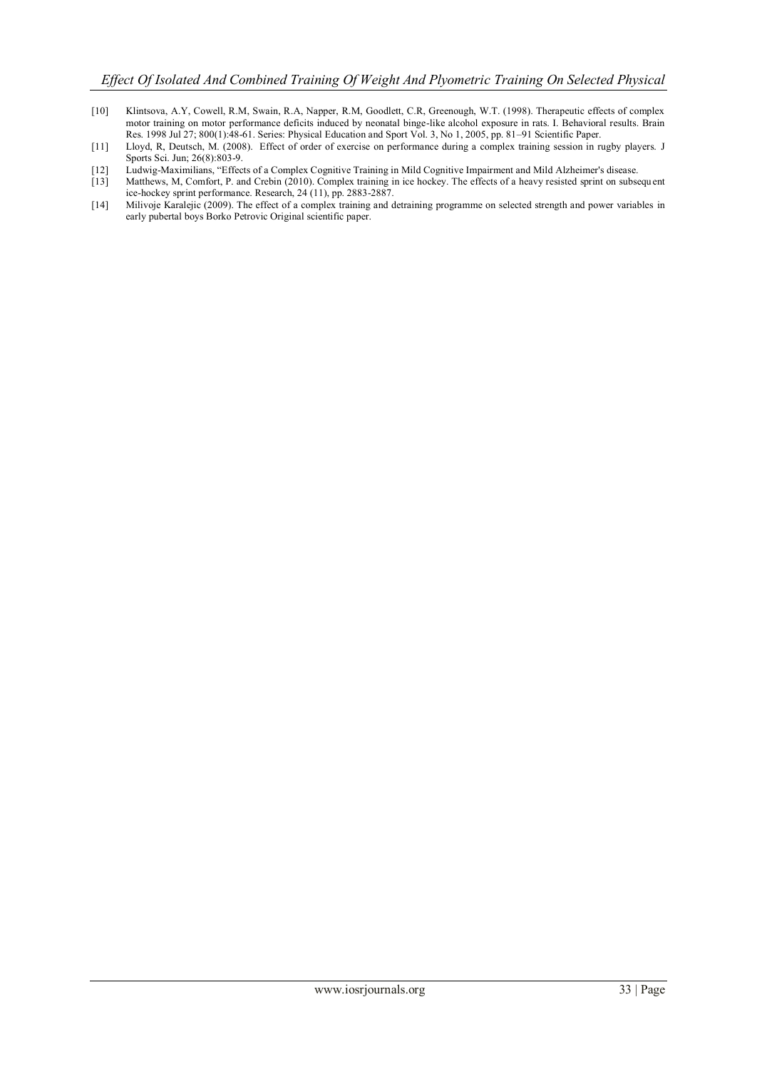[10] Klintsova, A.Y, Cowell, R.M, Swain, R.A, Napper, R.M, Goodlett, C.R, Greenough, W.T. (1998). Therapeutic effects of complex motor training on motor performance deficits induced by neonatal binge-like alcohol exposure in rats. I. Behavioral results. Brain Res. 1998 Jul 27; 800(1):48-61. Series: Physical Education and Sport Vol. 3, No 1, 2005, pp. 81–91 Scientific Paper.

[11] Lloyd, R, Deutsch, M. (2008). Effect of order of exercise on performance during a complex training session in rugby players. J Sports Sci. Jun; 26(8):803-9.

[12] Ludwig-Maximilians, "Effects of a Complex Cognitive Training in Mild Cognitive Impairment and Mild Alzheimer's disease.

[13] Matthews, M, Comfort, P. and Crebin (2010). Complex training in ice hockey. The effects of a heavy resisted sprint on subsequent ice-hockey sprint performance. Research, 24 (11), pp. 2883-2887.

[14] Milivoje Karalejic (2009). The effect of a complex training and detraining programme on selected strength and power variables in early pubertal boys Borko Petrovic Original scientific paper.